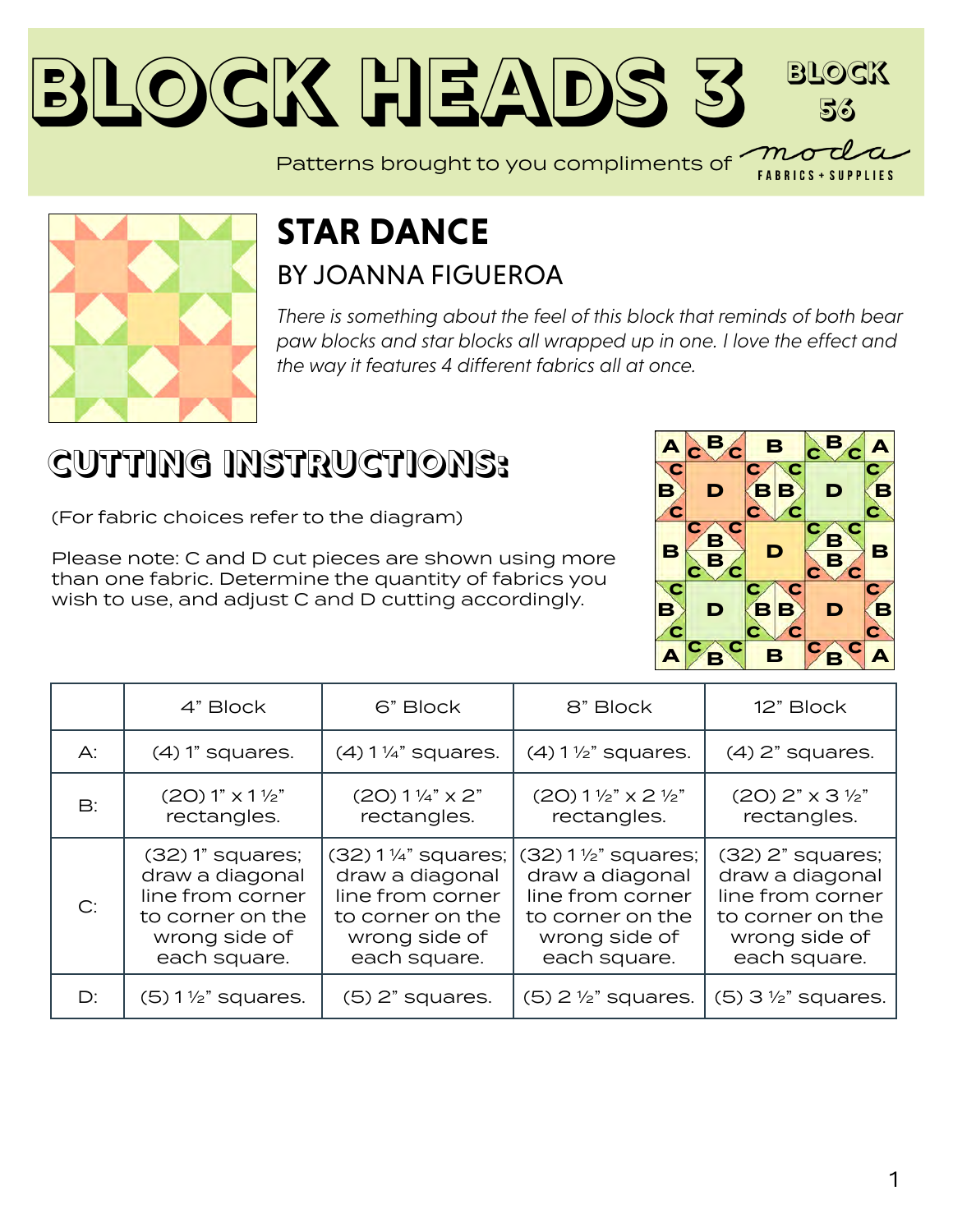# BLOCK HEADS 3

BLOCK 56

Patterns brought to you compliments of moda FABRICS + SUPPLIES

## STAR DANCE

### BY JOANNA FIGUEROA

*There is something about the feel of this block that reminds of both bear paw blocks and star blocks all wrapped up in one. I love the effect and the way it features 4 different fabrics all at once.*

## CUTTING INSTRUCTIONS:

(For fabric choices refer to the diagram)

Please note: C and D cut pieces are shown using more than one fabric. Determine the quantity of fabrics you wish to use, and adjust C and D cutting accordingly.

| | 4" Block | 6" Block | 8" Block | 12" Block |
|---|---|---|---|---|
| A: | (4) 1" squares. | (4) 1 ¼" squares. | (4) 1 ½" squares. | (4) 2" squares. |
| B: | (20) 1" x 1 ½" rectangles. | (20) 1 ¼" x 2" rectangles. | (20) 1 ½" x 2 ½" rectangles. | (20) 2" x 3 ½" rectangles. |
| C: | (32) 1" squares; draw a diagonal line from corner to corner on the wrong side of each square. | (32) 1 ¼" squares; draw a diagonal line from corner to corner on the wrong side of each square. | (32) 1 ½" squares; draw a diagonal line from corner to corner on the wrong side of each square. | (32) 2" squares; draw a diagonal line from corner to corner on the wrong side of each square. |
| D: | (5) 1 ½" squares. | (5) 2" squares. | (5) 2 ½" squares. | (5) 3 ½" squares. |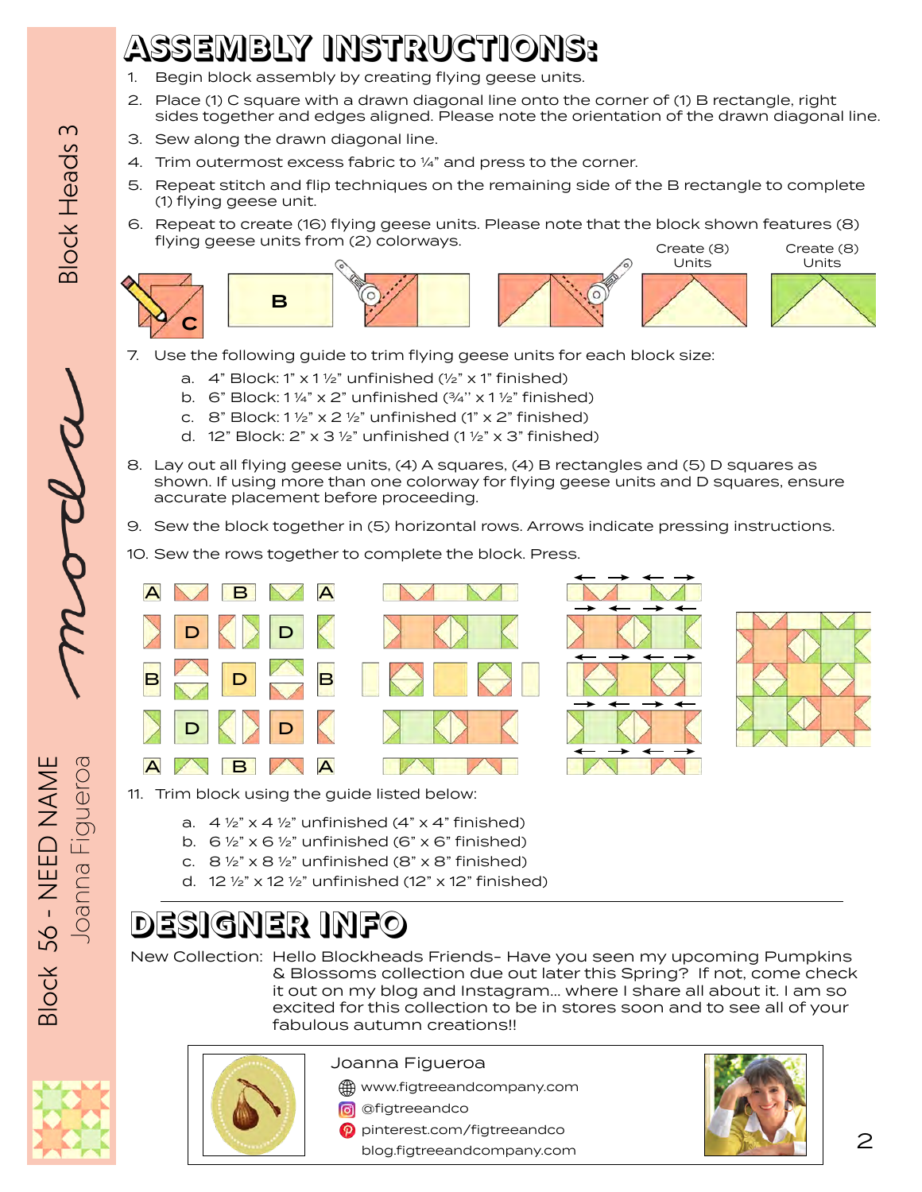# ASSEMBLY INSTRUCTIONS:

1. Begin block assembly by creating flying geese units.
2. Place (1) C square with a drawn diagonal line onto the corner of (1) B rectangle, right sides together and edges aligned. Please note the orientation of the drawn diagonal line.
3. Sew along the drawn diagonal line.
4. Trim outermost excess fabric to ¼" and press to the corner.
5. Repeat stitch and flip techniques on the remaining side of the B rectangle to complete (1) flying geese unit.
6. Repeat to create (16) flying geese units. Please note that the block shown features (8) flying geese units from (2) colorways.

C

B

Create (8) Units

Create (8) Units

7. Use the following guide to trim flying geese units for each block size:
   a. 4" Block: 1" x 1 ½" unfinished (½" x 1" finished)
   b. 6" Block: 1 ¼" x 2" unfinished (¾" x 1 ½" finished)
   c. 8" Block: 1 ½" x 2 ½" unfinished (1" x 2" finished)
   d. 12" Block: 2" x 3 ½" unfinished (1 ½" x 3" finished)
8. Lay out all flying geese units, (4) A squares, (4) B rectangles and (5) D squares as shown. If using more than one colorway for flying geese units and D squares, ensure accurate placement before proceeding.
9. Sew the block together in (5) horizontal rows. Arrows indicate pressing instructions.
10. Sew the rows together to complete the block. Press.

A B A

D D

B D B

D D

A B A

11. Trim block using the guide listed below:
    a. 4 ½" x 4 ½" unfinished (4" x 4" finished)
    b. 6 ½" x 6 ½" unfinished (6" x 6" finished)
    c. 8 ½" x 8 ½" unfinished (8" x 8" finished)
    d. 12 ½" x 12 ½" unfinished (12" x 12" finished)

# DESIGNER INFO

New Collection: Hello Blockheads Friends- Have you seen my upcoming Pumpkins & Blossoms collection due out later this Spring? If not, come check it out on my blog and Instagram... where I share all about it. I am so excited for this collection to be in stores soon and to see all of your fabulous autumn creations!!

Joanna Figueroa

www.figtreeandcompany.com

@figtreeandco

pinterest.com/figtreeandco

blog.figtreeandcompany.com

Block Heads 3

Block 56 - NEED NAME

Joanna Figueroa